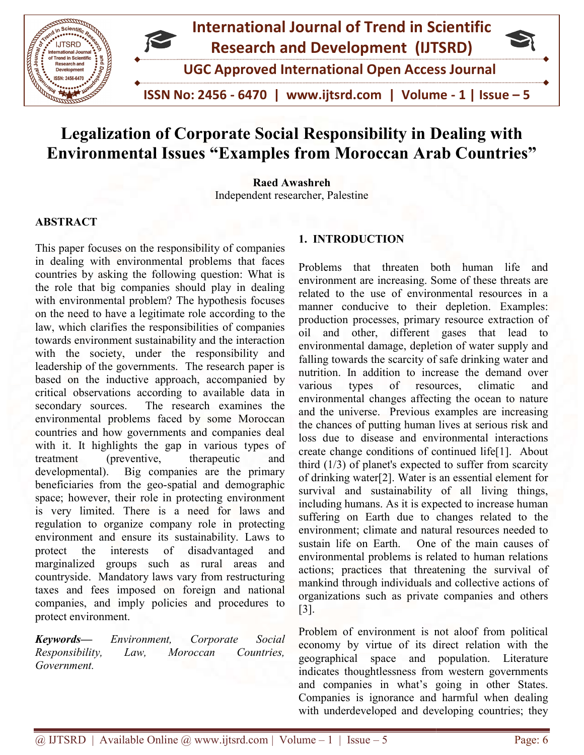# Legalization of Corporate Social Responsibility in Dealing with Environmental Issues "Examples from Moroccan Arab Countries"

**Raed Awashreh**
Independent researcher, Palestine

## ABSTRACT

This paper focuses on the responsibility of companies in dealing with environmental problems that faces countries by asking the following question: What is the role that big companies should play in dealing with environmental problem? The hypothesis focuses on the need to have a legitimate role according to the law, which clarifies the responsibilities of companies towards environment sustainability and the interaction with the society, under the responsibility and leadership of the governments. The research paper is based on the inductive approach, accompanied by critical observations according to available data in secondary sources. The research examines the environmental problems faced by some Moroccan countries and how governments and companies deal with it. It highlights the gap in various types of treatment (preventive, therapeutic and developmental). Big companies are the primary beneficiaries from the geo-spatial and demographic space; however, their role in protecting environment is very limited. There is a need for laws and regulation to organize company role in protecting environment and ensure its sustainability. Laws to protect the interests of disadvantaged and marginalized groups such as rural areas and countryside. Mandatory laws vary from restructuring taxes and fees imposed on foreign and national companies, and imply policies and procedures to protect environment.

***Keywords*—** *Environment, Corporate Social Responsibility, Law, Moroccan Countries, Government.*

## 1. INTRODUCTION

Problems that threaten both human life and environment are increasing. Some of these threats are related to the use of environmental resources in a manner conducive to their depletion. Examples: production processes, primary resource extraction of oil and other, different gases that lead to environmental damage, depletion of water supply and falling towards the scarcity of safe drinking water and nutrition. In addition to increase the demand over various types of resources, climatic and environmental changes affecting the ocean to nature and the universe. Previous examples are increasing the chances of putting human lives at serious risk and loss due to disease and environmental interactions create change conditions of continued life[1]. About third (1/3) of planet's expected to suffer from scarcity of drinking water[2]. Water is an essential element for survival and sustainability of all living things, including humans. As it is expected to increase human suffering on Earth due to changes related to the environment; climate and natural resources needed to sustain life on Earth. One of the main causes of environmental problems is related to human relations actions; practices that threatening the survival of mankind through individuals and collective actions of organizations such as private companies and others [3].

Problem of environment is not aloof from political economy by virtue of its direct relation with the geographical space and population. Literature indicates thoughtlessness from western governments and companies in what's going in other States. Companies is ignorance and harmful when dealing with underdeveloped and developing countries; they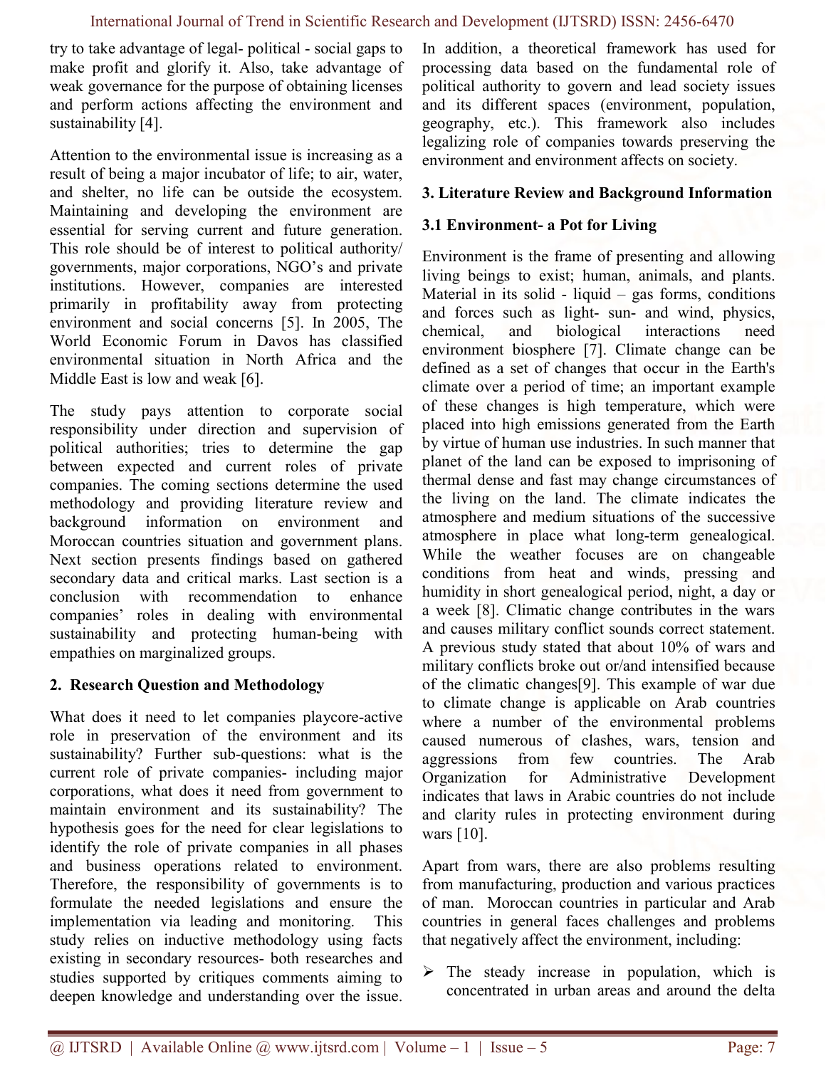try to take advantage of legal- political - social gaps to make profit and glorify it. Also, take advantage of weak governance for the purpose of obtaining licenses and perform actions affecting the environment and sustainability [4].

Attention to the environmental issue is increasing as a result of being a major incubator of life; to air, water, and shelter, no life can be outside the ecosystem. Maintaining and developing the environment are essential for serving current and future generation. This role should be of interest to political authority/ governments, major corporations, NGO's and private institutions. However, companies are interested primarily in profitability away from protecting environment and social concerns [5]. In 2005, The World Economic Forum in Davos has classified environmental situation in North Africa and the Middle East is low and weak [6].

The study pays attention to corporate social responsibility under direction and supervision of political authorities; tries to determine the gap between expected and current roles of private companies. The coming sections determine the used methodology and providing literature review and background information on environment and Moroccan countries situation and government plans. Next section presents findings based on gathered secondary data and critical marks. Last section is a conclusion with recommendation to enhance companies' roles in dealing with environmental sustainability and protecting human-being with empathies on marginalized groups.

## 2. Research Question and Methodology

What does it need to let companies playcore-active role in preservation of the environment and its sustainability? Further sub-questions: what is the current role of private companies- including major corporations, what does it need from government to maintain environment and its sustainability? The hypothesis goes for the need for clear legislations to identify the role of private companies in all phases and business operations related to environment. Therefore, the responsibility of governments is to formulate the needed legislations and ensure the implementation via leading and monitoring. This study relies on inductive methodology using facts existing in secondary resources- both researches and studies supported by critiques comments aiming to deepen knowledge and understanding over the issue. In addition, a theoretical framework has used for processing data based on the fundamental role of political authority to govern and lead society issues and its different spaces (environment, population, geography, etc.). This framework also includes legalizing role of companies towards preserving the environment and environment affects on society.

## 3. Literature Review and Background Information

### 3.1 Environment- a Pot for Living

Environment is the frame of presenting and allowing living beings to exist; human, animals, and plants. Material in its solid - liquid – gas forms, conditions and forces such as light- sun- and wind, physics, chemical, and biological interactions need environment biosphere [7]. Climate change can be defined as a set of changes that occur in the Earth's climate over a period of time; an important example of these changes is high temperature, which were placed into high emissions generated from the Earth by virtue of human use industries. In such manner that planet of the land can be exposed to imprisoning of thermal dense and fast may change circumstances of the living on the land. The climate indicates the atmosphere and medium situations of the successive atmosphere in place what long-term genealogical. While the weather focuses are on changeable conditions from heat and winds, pressing and humidity in short genealogical period, night, a day or a week [8]. Climatic change contributes in the wars and causes military conflict sounds correct statement. A previous study stated that about 10% of wars and military conflicts broke out or/and intensified because of the climatic changes[9]. This example of war due to climate change is applicable on Arab countries where a number of the environmental problems caused numerous of clashes, wars, tension and aggressions from few countries. The Arab Organization for Administrative Development indicates that laws in Arabic countries do not include and clarity rules in protecting environment during wars [10].

Apart from wars, there are also problems resulting from manufacturing, production and various practices of man. Moroccan countries in particular and Arab countries in general faces challenges and problems that negatively affect the environment, including:

- The steady increase in population, which is concentrated in urban areas and around the delta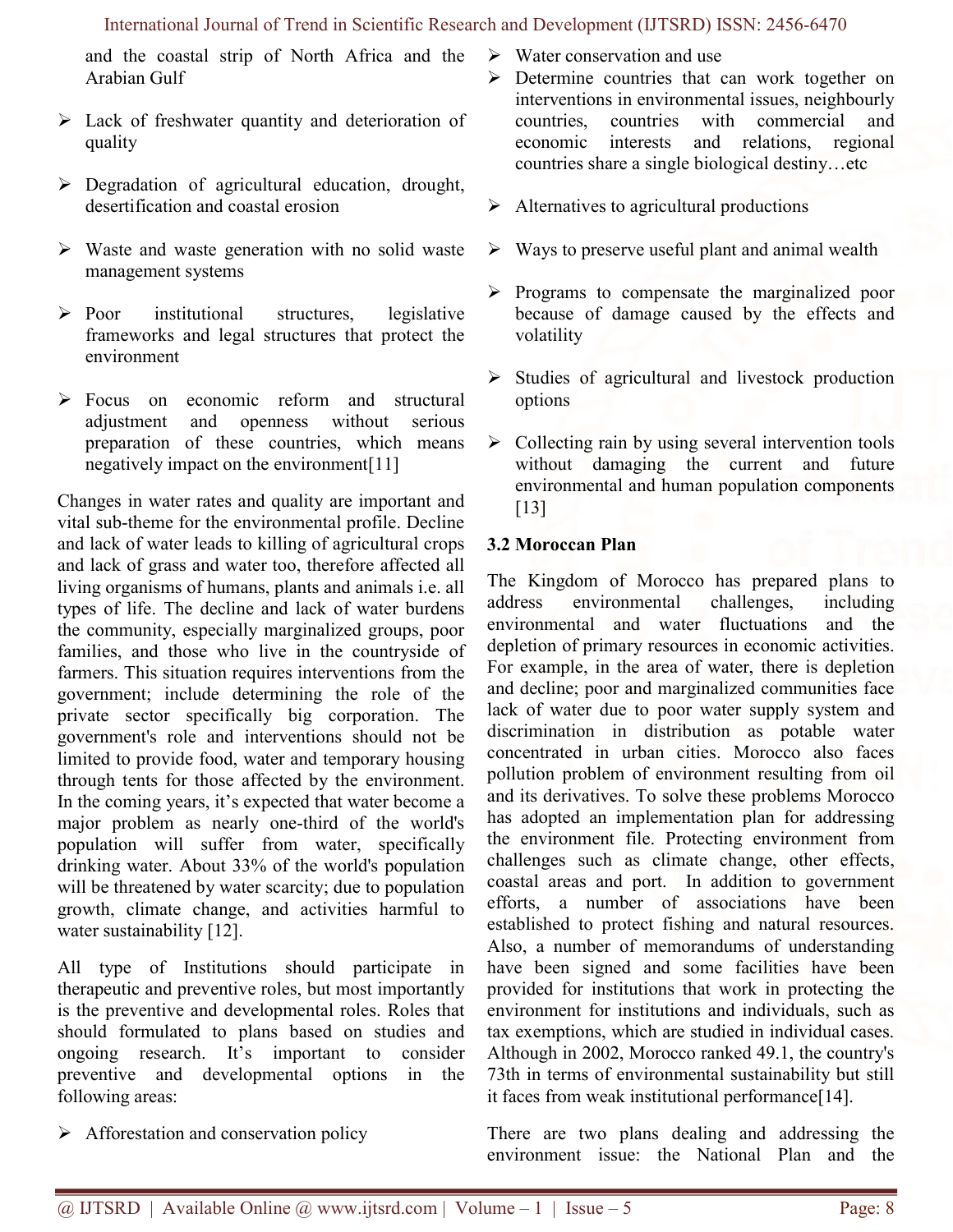and the coastal strip of North Africa and the Arabian Gulf

- Lack of freshwater quantity and deterioration of quality
- Degradation of agricultural education, drought, desertification and coastal erosion
- Waste and waste generation with no solid waste management systems
- Poor institutional structures, legislative frameworks and legal structures that protect the environment
- Focus on economic reform and structural adjustment and openness without serious preparation of these countries, which means negatively impact on the environment[11]

Changes in water rates and quality are important and vital sub-theme for the environmental profile. Decline and lack of water leads to killing of agricultural crops and lack of grass and water too, therefore affected all living organisms of humans, plants and animals i.e. all types of life. The decline and lack of water burdens the community, especially marginalized groups, poor families, and those who live in the countryside of farmers. This situation requires interventions from the government; include determining the role of the private sector specifically big corporation. The government's role and interventions should not be limited to provide food, water and temporary housing through tents for those affected by the environment. In the coming years, it's expected that water become a major problem as nearly one-third of the world's population will suffer from water, specifically drinking water. About 33% of the world's population will be threatened by water scarcity; due to population growth, climate change, and activities harmful to water sustainability [12].

All type of Institutions should participate in therapeutic and preventive roles, but most importantly is the preventive and developmental roles. Roles that should formulated to plans based on studies and ongoing research. It's important to consider preventive and developmental options in the following areas:

- Afforestation and conservation policy
- Water conservation and use
- Determine countries that can work together on interventions in environmental issues, neighbourly countries, countries with commercial and economic interests and relations, regional countries share a single biological destiny…etc
- Alternatives to agricultural productions
- Ways to preserve useful plant and animal wealth
- Programs to compensate the marginalized poor because of damage caused by the effects and volatility
- Studies of agricultural and livestock production options
- Collecting rain by using several intervention tools without damaging the current and future environmental and human population components [13]

### 3.2 Moroccan Plan

The Kingdom of Morocco has prepared plans to address environmental challenges, including environmental and water fluctuations and the depletion of primary resources in economic activities. For example, in the area of water, there is depletion and decline; poor and marginalized communities face lack of water due to poor water supply system and discrimination in distribution as potable water concentrated in urban cities. Morocco also faces pollution problem of environment resulting from oil and its derivatives. To solve these problems Morocco has adopted an implementation plan for addressing the environment file. Protecting environment from challenges such as climate change, other effects, coastal areas and port. In addition to government efforts, a number of associations have been established to protect fishing and natural resources. Also, a number of memorandums of understanding have been signed and some facilities have been provided for institutions that work in protecting the environment for institutions and individuals, such as tax exemptions, which are studied in individual cases. Although in 2002, Morocco ranked 49.1, the country's 73th in terms of environmental sustainability but still it faces from weak institutional performance[14].

There are two plans dealing and addressing the environment issue: the National Plan and the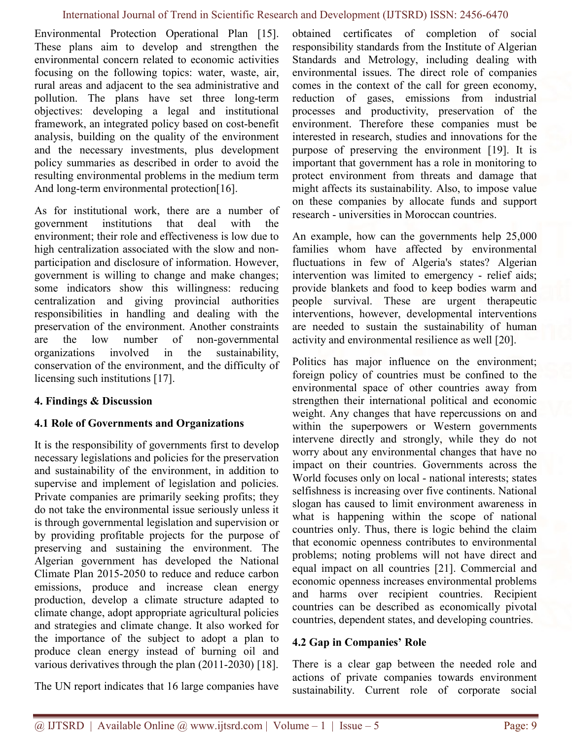Environmental Protection Operational Plan [15]. These plans aim to develop and strengthen the environmental concern related to economic activities focusing on the following topics: water, waste, air, rural areas and adjacent to the sea administrative and pollution. The plans have set three long-term objectives: developing a legal and institutional framework, an integrated policy based on cost-benefit analysis, building on the quality of the environment and the necessary investments, plus development policy summaries as described in order to avoid the resulting environmental problems in the medium term And long-term environmental protection[16].

As for institutional work, there are a number of government institutions that deal with the environment; their role and effectiveness is low due to high centralization associated with the slow and non-participation and disclosure of information. However, government is willing to change and make changes; some indicators show this willingness: reducing centralization and giving provincial authorities responsibilities in handling and dealing with the preservation of the environment. Another constraints are the low number of non-governmental organizations involved in the sustainability, conservation of the environment, and the difficulty of licensing such institutions [17].

## 4. Findings & Discussion

### 4.1 Role of Governments and Organizations

It is the responsibility of governments first to develop necessary legislations and policies for the preservation and sustainability of the environment, in addition to supervise and implement of legislation and policies. Private companies are primarily seeking profits; they do not take the environmental issue seriously unless it is through governmental legislation and supervision or by providing profitable projects for the purpose of preserving and sustaining the environment. The Algerian government has developed the National Climate Plan 2015-2050 to reduce and reduce carbon emissions, produce and increase clean energy production, develop a climate structure adapted to climate change, adopt appropriate agricultural policies and strategies and climate change. It also worked for the importance of the subject to adopt a plan to produce clean energy instead of burning oil and various derivatives through the plan (2011-2030) [18].

The UN report indicates that 16 large companies have obtained certificates of completion of social responsibility standards from the Institute of Algerian Standards and Metrology, including dealing with environmental issues. The direct role of companies comes in the context of the call for green economy, reduction of gases, emissions from industrial processes and productivity, preservation of the environment. Therefore these companies must be interested in research, studies and innovations for the purpose of preserving the environment [19]. It is important that government has a role in monitoring to protect environment from threats and damage that might affects its sustainability. Also, to impose value on these companies by allocate funds and support research - universities in Moroccan countries.

An example, how can the governments help 25,000 families whom have affected by environmental fluctuations in few of Algeria's states? Algerian intervention was limited to emergency - relief aids; provide blankets and food to keep bodies warm and people survival. These are urgent therapeutic interventions, however, developmental interventions are needed to sustain the sustainability of human activity and environmental resilience as well [20].

Politics has major influence on the environment; foreign policy of countries must be confined to the environmental space of other countries away from strengthen their international political and economic weight. Any changes that have repercussions on and within the superpowers or Western governments intervene directly and strongly, while they do not worry about any environmental changes that have no impact on their countries. Governments across the World focuses only on local - national interests; states selfishness is increasing over five continents. National slogan has caused to limit environment awareness in what is happening within the scope of national countries only. Thus, there is logic behind the claim that economic openness contributes to environmental problems; noting problems will not have direct and equal impact on all countries [21]. Commercial and economic openness increases environmental problems and harms over recipient countries. Recipient countries can be described as economically pivotal countries, dependent states, and developing countries.

### 4.2 Gap in Companies' Role

There is a clear gap between the needed role and actions of private companies towards environment sustainability. Current role of corporate social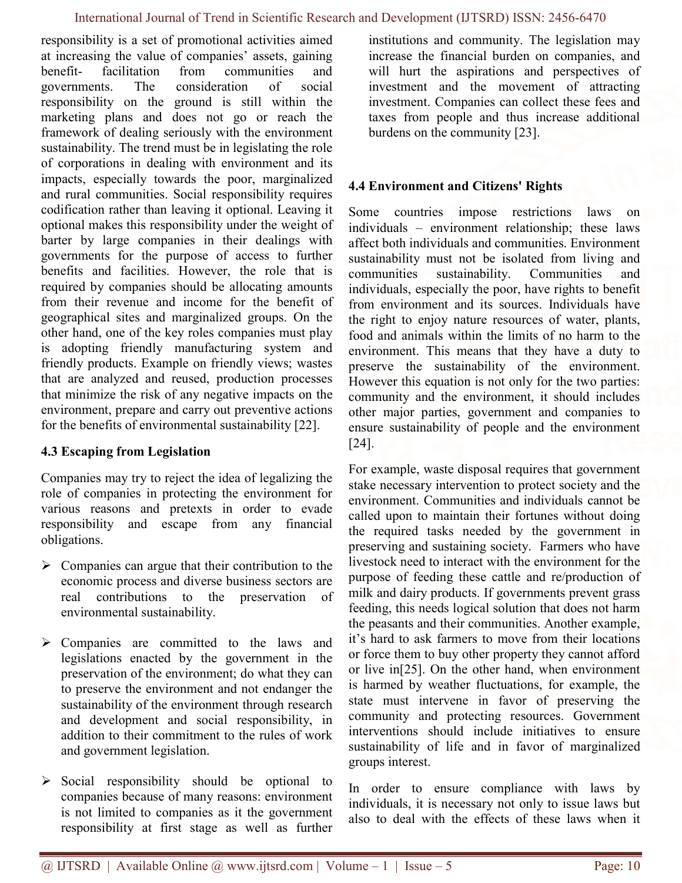responsibility is a set of promotional activities aimed at increasing the value of companies' assets, gaining benefit- facilitation from communities and governments. The consideration of social responsibility on the ground is still within the marketing plans and does not go or reach the framework of dealing seriously with the environment sustainability. The trend must be in legislating the role of corporations in dealing with environment and its impacts, especially towards the poor, marginalized and rural communities. Social responsibility requires codification rather than leaving it optional. Leaving it optional makes this responsibility under the weight of barter by large companies in their dealings with governments for the purpose of access to further benefits and facilities. However, the role that is required by companies should be allocating amounts from their revenue and income for the benefit of geographical sites and marginalized groups. On the other hand, one of the key roles companies must play is adopting friendly manufacturing system and friendly products. Example on friendly views; wastes that are analyzed and reused, production processes that minimize the risk of any negative impacts on the environment, prepare and carry out preventive actions for the benefits of environmental sustainability [22].

### 4.3 Escaping from Legislation

Companies may try to reject the idea of legalizing the role of companies in protecting the environment for various reasons and pretexts in order to evade responsibility and escape from any financial obligations.

- Companies can argue that their contribution to the economic process and diverse business sectors are real contributions to the preservation of environmental sustainability.
- Companies are committed to the laws and legislations enacted by the government in the preservation of the environment; do what they can to preserve the environment and not endanger the sustainability of the environment through research and development and social responsibility, in addition to their commitment to the rules of work and government legislation.
- Social responsibility should be optional to companies because of many reasons: environment is not limited to companies as it the government responsibility at first stage as well as further institutions and community. The legislation may increase the financial burden on companies, and will hurt the aspirations and perspectives of investment and the movement of attracting investment. Companies can collect these fees and taxes from people and thus increase additional burdens on the community [23].

### 4.4 Environment and Citizens' Rights

Some countries impose restrictions laws on individuals – environment relationship; these laws affect both individuals and communities. Environment sustainability must not be isolated from living and communities sustainability. Communities and individuals, especially the poor, have rights to benefit from environment and its sources. Individuals have the right to enjoy nature resources of water, plants, food and animals within the limits of no harm to the environment. This means that they have a duty to preserve the sustainability of the environment. However this equation is not only for the two parties: community and the environment, it should includes other major parties, government and companies to ensure sustainability of people and the environment [24].

For example, waste disposal requires that government stake necessary intervention to protect society and the environment. Communities and individuals cannot be called upon to maintain their fortunes without doing the required tasks needed by the government in preserving and sustaining society. Farmers who have livestock need to interact with the environment for the purpose of feeding these cattle and re/production of milk and dairy products. If governments prevent grass feeding, this needs logical solution that does not harm the peasants and their communities. Another example, it's hard to ask farmers to move from their locations or force them to buy other property they cannot afford or live in[25]. On the other hand, when environment is harmed by weather fluctuations, for example, the state must intervene in favor of preserving the community and protecting resources. Government interventions should include initiatives to ensure sustainability of life and in favor of marginalized groups interest.

In order to ensure compliance with laws by individuals, it is necessary not only to issue laws but also to deal with the effects of these laws when it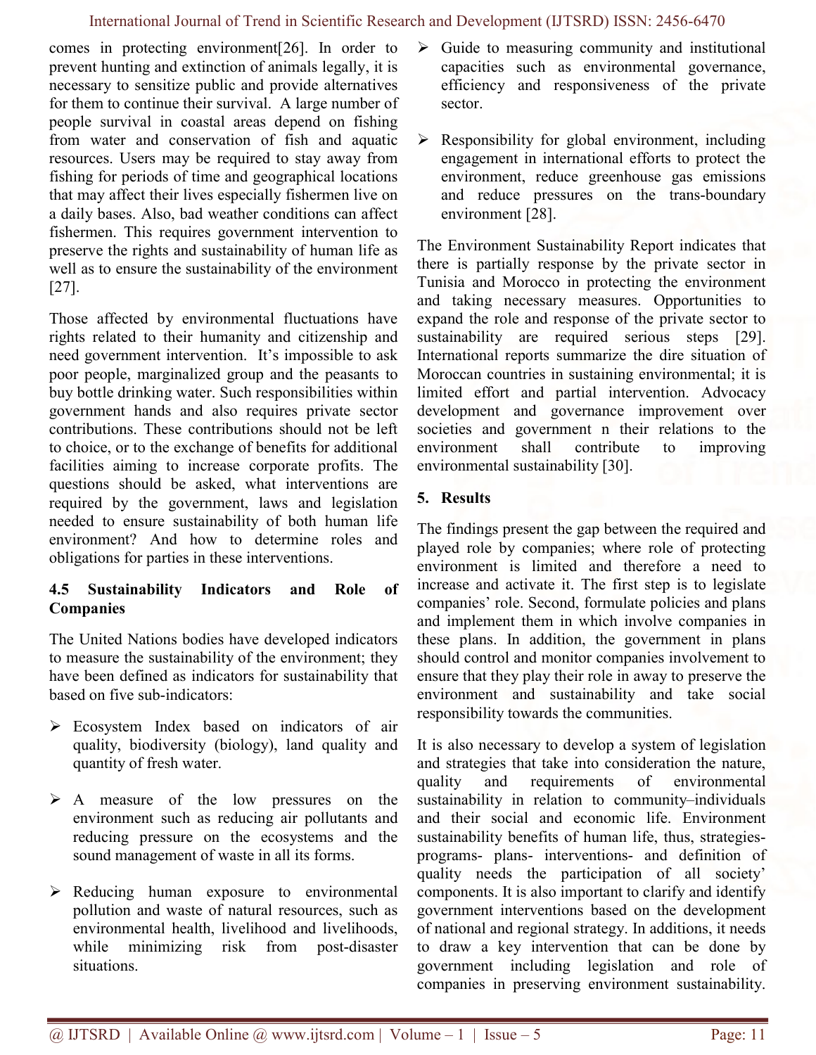comes in protecting environment[26]. In order to prevent hunting and extinction of animals legally, it is necessary to sensitize public and provide alternatives for them to continue their survival. A large number of people survival in coastal areas depend on fishing from water and conservation of fish and aquatic resources. Users may be required to stay away from fishing for periods of time and geographical locations that may affect their lives especially fishermen live on a daily bases. Also, bad weather conditions can affect fishermen. This requires government intervention to preserve the rights and sustainability of human life as well as to ensure the sustainability of the environment [27].

Those affected by environmental fluctuations have rights related to their humanity and citizenship and need government intervention. It's impossible to ask poor people, marginalized group and the peasants to buy bottle drinking water. Such responsibilities within government hands and also requires private sector contributions. These contributions should not be left to choice, or to the exchange of benefits for additional facilities aiming to increase corporate profits. The questions should be asked, what interventions are required by the government, laws and legislation needed to ensure sustainability of both human life environment? And how to determine roles and obligations for parties in these interventions.

### 4.5 Sustainability Indicators and Role of Companies

The United Nations bodies have developed indicators to measure the sustainability of the environment; they have been defined as indicators for sustainability that based on five sub-indicators:

- Ecosystem Index based on indicators of air quality, biodiversity (biology), land quality and quantity of fresh water.
- A measure of the low pressures on the environment such as reducing air pollutants and reducing pressure on the ecosystems and the sound management of waste in all its forms.
- Reducing human exposure to environmental pollution and waste of natural resources, such as environmental health, livelihood and livelihoods, while minimizing risk from post-disaster situations.
- Guide to measuring community and institutional capacities such as environmental governance, efficiency and responsiveness of the private sector.
- Responsibility for global environment, including engagement in international efforts to protect the environment, reduce greenhouse gas emissions and reduce pressures on the trans-boundary environment [28].

The Environment Sustainability Report indicates that there is partially response by the private sector in Tunisia and Morocco in protecting the environment and taking necessary measures. Opportunities to expand the role and response of the private sector to sustainability are required serious steps [29]. International reports summarize the dire situation of Moroccan countries in sustaining environmental; it is limited effort and partial intervention. Advocacy development and governance improvement over societies and government n their relations to the environment shall contribute to improving environmental sustainability [30].

## 5. Results

The findings present the gap between the required and played role by companies; where role of protecting environment is limited and therefore a need to increase and activate it. The first step is to legislate companies' role. Second, formulate policies and plans and implement them in which involve companies in these plans. In addition, the government in plans should control and monitor companies involvement to ensure that they play their role in away to preserve the environment and sustainability and take social responsibility towards the communities.

It is also necessary to develop a system of legislation and strategies that take into consideration the nature, quality and requirements of environmental sustainability in relation to community–individuals and their social and economic life. Environment sustainability benefits of human life, thus, strategies-programs- plans- interventions- and definition of quality needs the participation of all society' components. It is also important to clarify and identify government interventions based on the development of national and regional strategy. In additions, it needs to draw a key intervention that can be done by government including legislation and role of companies in preserving environment sustainability.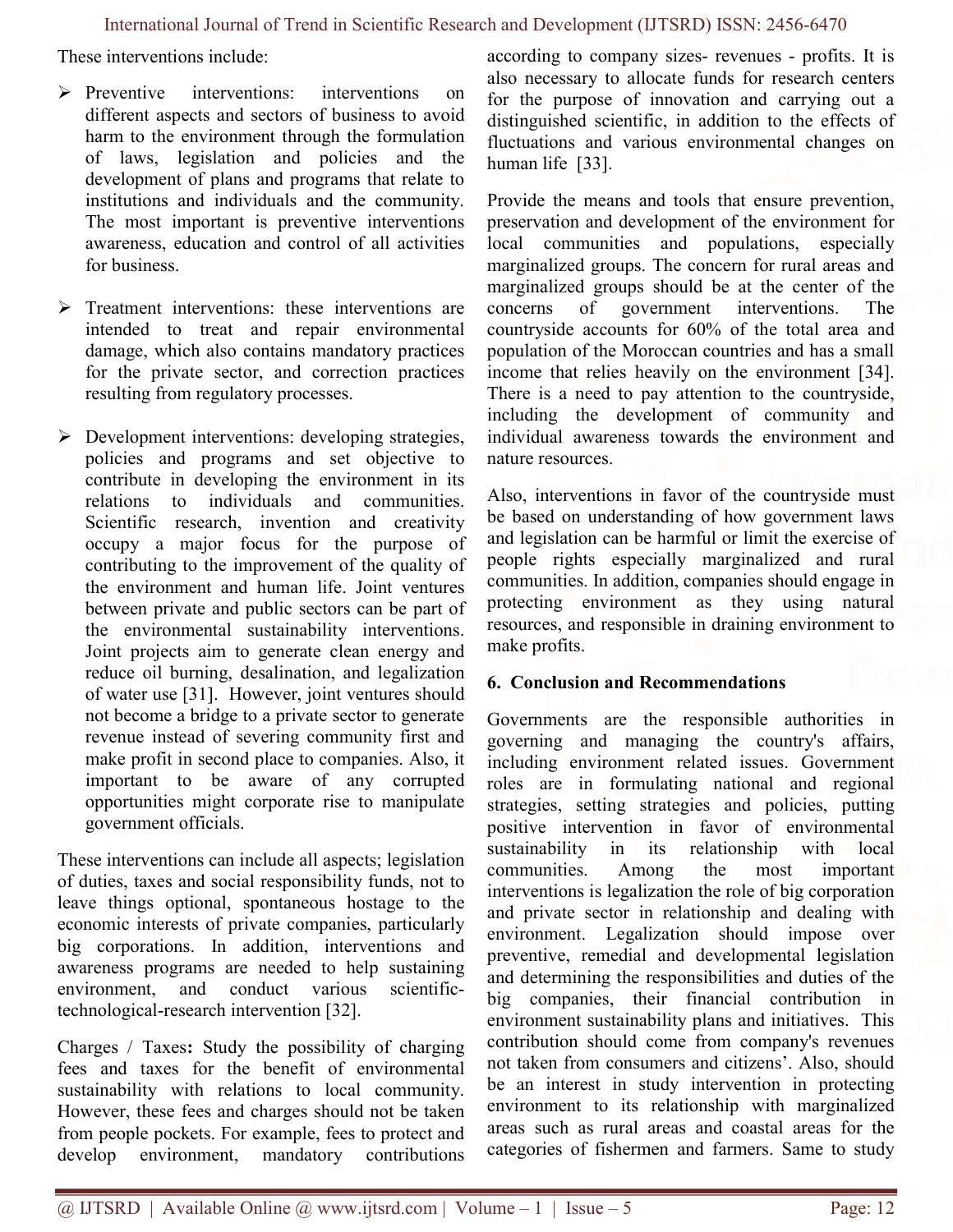These interventions include:

- Preventive interventions: interventions on different aspects and sectors of business to avoid harm to the environment through the formulation of laws, legislation and policies and the development of plans and programs that relate to institutions and individuals and the community. The most important is preventive interventions awareness, education and control of all activities for business.

- Treatment interventions: these interventions are intended to treat and repair environmental damage, which also contains mandatory practices for the private sector, and correction practices resulting from regulatory processes.

- Development interventions: developing strategies, policies and programs and set objective to contribute in developing the environment in its relations to individuals and communities. Scientific research, invention and creativity occupy a major focus for the purpose of contributing to the improvement of the quality of the environment and human life. Joint ventures between private and public sectors can be part of the environmental sustainability interventions. Joint projects aim to generate clean energy and reduce oil burning, desalination, and legalization of water use [31]. However, joint ventures should not become a bridge to a private sector to generate revenue instead of severing community first and make profit in second place to companies. Also, it important to be aware of any corrupted opportunities might corporate rise to manipulate government officials.

These interventions can include all aspects; legislation of duties, taxes and social responsibility funds, not to leave things optional, spontaneous hostage to the economic interests of private companies, particularly big corporations. In addition, interventions and awareness programs are needed to help sustaining environment, and conduct various scientific-technological-research intervention [32].

Charges / Taxes**:** Study the possibility of charging fees and taxes for the benefit of environmental sustainability with relations to local community. However, these fees and charges should not be taken from people pockets. For example, fees to protect and develop environment, mandatory contributions according to company sizes- revenues - profits. It is also necessary to allocate funds for research centers for the purpose of innovation and carrying out a distinguished scientific, in addition to the effects of fluctuations and various environmental changes on human life [33].

Provide the means and tools that ensure prevention, preservation and development of the environment for local communities and populations, especially marginalized groups. The concern for rural areas and marginalized groups should be at the center of the concerns of government interventions. The countryside accounts for 60% of the total area and population of the Moroccan countries and has a small income that relies heavily on the environment [34]. There is a need to pay attention to the countryside, including the development of community and individual awareness towards the environment and nature resources.

Also, interventions in favor of the countryside must be based on understanding of how government laws and legislation can be harmful or limit the exercise of people rights especially marginalized and rural communities. In addition, companies should engage in protecting environment as they using natural resources, and responsible in draining environment to make profits.

## 6. Conclusion and Recommendations

Governments are the responsible authorities in governing and managing the country's affairs, including environment related issues. Government roles are in formulating national and regional strategies, setting strategies and policies, putting positive intervention in favor of environmental sustainability in its relationship with local communities. Among the most important interventions is legalization the role of big corporation and private sector in relationship and dealing with environment. Legalization should impose over preventive, remedial and developmental legislation and determining the responsibilities and duties of the big companies, their financial contribution in environment sustainability plans and initiatives. This contribution should come from company's revenues not taken from consumers and citizens'. Also, should be an interest in study intervention in protecting environment to its relationship with marginalized areas such as rural areas and coastal areas for the categories of fishermen and farmers. Same to study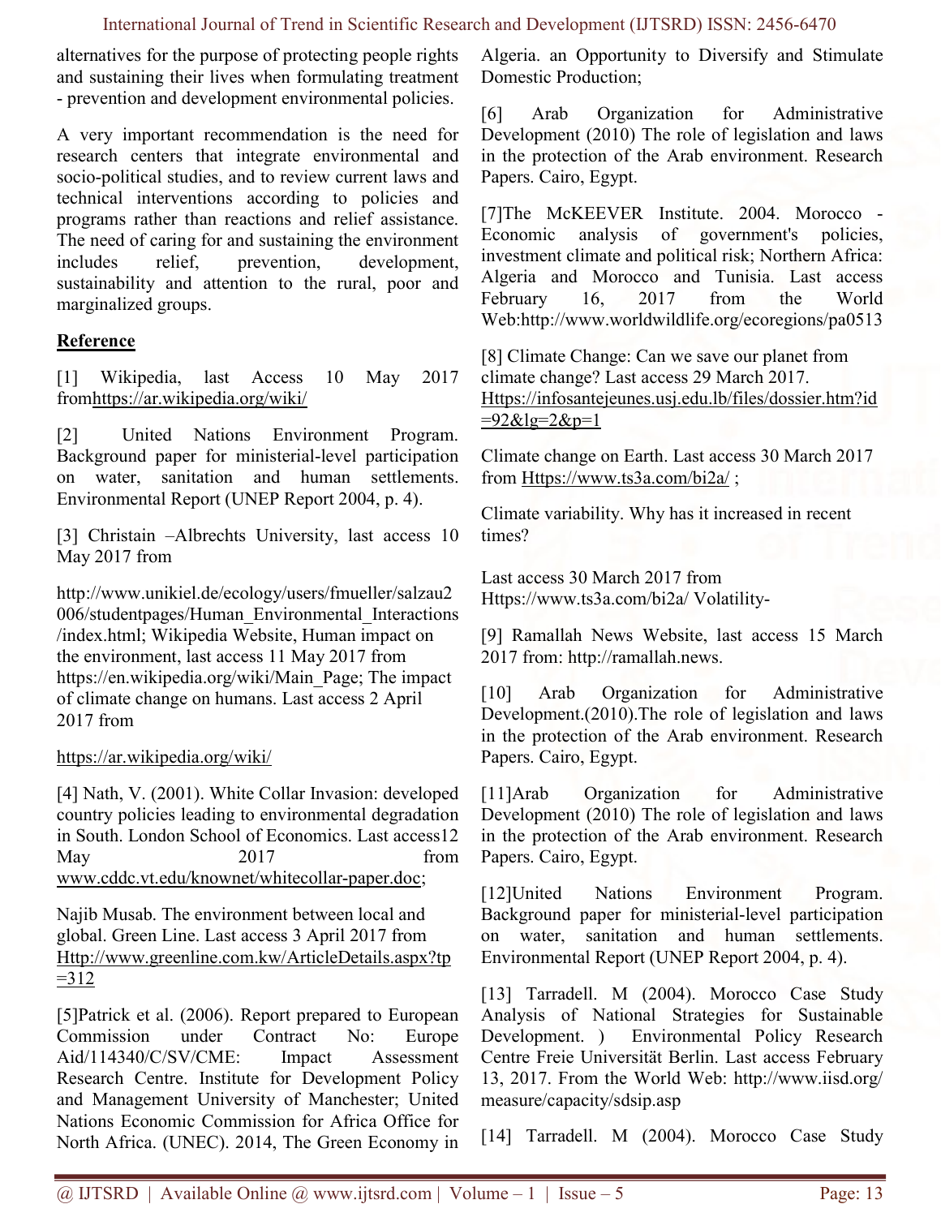alternatives for the purpose of protecting people rights and sustaining their lives when formulating treatment - prevention and development environmental policies.

A very important recommendation is the need for research centers that integrate environmental and socio-political studies, and to review current laws and technical interventions according to policies and programs rather than reactions and relief assistance. The need of caring for and sustaining the environment includes relief, prevention, development, sustainability and attention to the rural, poor and marginalized groups.

## Reference

[1] Wikipedia, last Access 10 May 2017 fromhttps://ar.wikipedia.org/wiki/

[2] United Nations Environment Program. Background paper for ministerial-level participation on water, sanitation and human settlements. Environmental Report (UNEP Report 2004, p. 4).

[3] Christain –Albrechts University, last access 10 May 2017 from

http://www.unikiel.de/ecology/users/fmueller/salzau2006/studentpages/Human_Environmental_Interactions/index.html; Wikipedia Website, Human impact on the environment, last access 11 May 2017 from https://en.wikipedia.org/wiki/Main_Page; The impact of climate change on humans. Last access 2 April 2017 from

https://ar.wikipedia.org/wiki/

[4] Nath, V. (2001). White Collar Invasion: developed country policies leading to environmental degradation in South. London School of Economics. Last access12 May 2017 from www.cddc.vt.edu/knownet/whitecollar-paper.doc;

Najib Musab. The environment between local and global. Green Line. Last access 3 April 2017 from Http://www.greenline.com.kw/ArticleDetails.aspx?tp=312

[5]Patrick et al. (2006). Report prepared to European Commission under Contract No: Europe Aid/114340/C/SV/CME: Impact Assessment Research Centre. Institute for Development Policy and Management University of Manchester; United Nations Economic Commission for Africa Office for North Africa. (UNEC). 2014, The Green Economy in Algeria. an Opportunity to Diversify and Stimulate Domestic Production;

[6] Arab Organization for Administrative Development (2010) The role of legislation and laws in the protection of the Arab environment. Research Papers. Cairo, Egypt.

[7]The McKEEVER Institute. 2004. Morocco - Economic analysis of government's policies, investment climate and political risk; Northern Africa: Algeria and Morocco and Tunisia. Last access February 16, 2017 from the World Web:http://www.worldwildlife.org/ecoregions/pa0513

[8] Climate Change: Can we save our planet from climate change? Last access 29 March 2017. Https://infosantejeunes.usj.edu.lb/files/dossier.htm?id=92&lg=2&p=1

Climate change on Earth. Last access 30 March 2017 from Https://www.ts3a.com/bi2a/ ;

Climate variability. Why has it increased in recent times?

Last access 30 March 2017 from Https://www.ts3a.com/bi2a/ Volatility-

[9] Ramallah News Website, last access 15 March 2017 from: http://ramallah.news.

[10] Arab Organization for Administrative Development.(2010).The role of legislation and laws in the protection of the Arab environment. Research Papers. Cairo, Egypt.

[11]Arab Organization for Administrative Development (2010) The role of legislation and laws in the protection of the Arab environment. Research Papers. Cairo, Egypt.

[12]United Nations Environment Program. Background paper for ministerial-level participation on water, sanitation and human settlements. Environmental Report (UNEP Report 2004, p. 4).

[13] Tarradell. M (2004). Morocco Case Study Analysis of National Strategies for Sustainable Development. ) Environmental Policy Research Centre Freie Universität Berlin. Last access February 13, 2017. From the World Web: http://www.iisd.org/measure/capacity/sdsip.asp

[14] Tarradell. M (2004). Morocco Case Study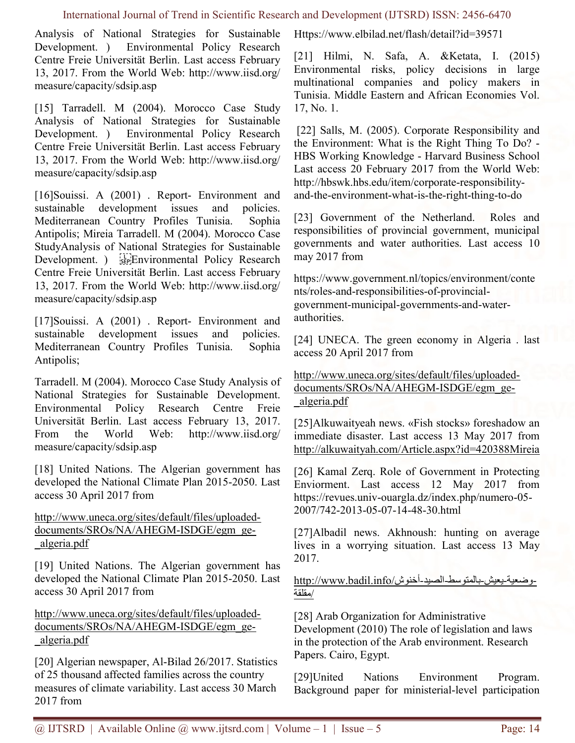Analysis of National Strategies for Sustainable Development. ) Environmental Policy Research Centre Freie Universität Berlin. Last access February 13, 2017. From the World Web: http://www.iisd.org/measure/capacity/sdsip.asp

[15] Tarradell. M (2004). Morocco Case Study Analysis of National Strategies for Sustainable Development. ) Environmental Policy Research Centre Freie Universität Berlin. Last access February 13, 2017. From the World Web: http://www.iisd.org/measure/capacity/sdsip.asp

[16]Souissi. A (2001) . Report- Environment and sustainable development issues and policies. Mediterranean Country Profiles Tunisia. Sophia Antipolis; Mireia Tarradell. M (2004). Morocco Case StudyAnalysis of National Strategies for Sustainable Development. ) Environmental Policy Research Centre Freie Universität Berlin. Last access February 13, 2017. From the World Web: http://www.iisd.org/measure/capacity/sdsip.asp

[17]Souissi. A (2001) . Report- Environment and sustainable development issues and policies. Mediterranean Country Profiles Tunisia. Sophia Antipolis;

Tarradell. M (2004). Morocco Case Study Analysis of National Strategies for Sustainable Development. Environmental Policy Research Centre Freie Universität Berlin. Last access February 13, 2017. From the World Web: http://www.iisd.org/measure/capacity/sdsip.asp

[18] United Nations. The Algerian government has developed the National Climate Plan 2015-2050. Last access 30 April 2017 from

http://www.uneca.org/sites/default/files/uploaded-documents/SROs/NA/AHEGM-ISDGE/egm_ge-_algeria.pdf

[19] United Nations. The Algerian government has developed the National Climate Plan 2015-2050. Last access 30 April 2017 from

http://www.uneca.org/sites/default/files/uploaded-documents/SROs/NA/AHEGM-ISDGE/egm_ge-_algeria.pdf

[20] Algerian newspaper, Al-Bilad 26/2017. Statistics of 25 thousand affected families across the country measures of climate variability. Last access 30 March 2017 from

Https://www.elbilad.net/flash/detail?id=39571

[21] Hilmi, N. Safa, A. &Ketata, I. (2015) Environmental risks, policy decisions in large multinational companies and policy makers in Tunisia. Middle Eastern and African Economies Vol. 17, No. 1.

[22] Salls, M. (2005). Corporate Responsibility and the Environment: What is the Right Thing To Do? - HBS Working Knowledge - Harvard Business School Last access 20 February 2017 from the World Web: http://hbswk.hbs.edu/item/corporate-responsibility-and-the-environment-what-is-the-right-thing-to-do

[23] Government of the Netherland. Roles and responsibilities of provincial government, municipal governments and water authorities. Last access 10 may 2017 from

https://www.government.nl/topics/environment/contents/roles-and-responsibilities-of-provincial-government-municipal-governments-and-water-authorities.

[24] UNECA. The green economy in Algeria . last access 20 April 2017 from

http://www.uneca.org/sites/default/files/uploaded-documents/SROs/NA/AHEGM-ISDGE/egm_ge-_algeria.pdf

[25]Alkuwaityeah news. «Fish stocks» foreshadow an immediate disaster. Last access 13 May 2017 from http://alkuwaityah.com/Article.aspx?id=420388Mireia

[26] Kamal Zerq. Role of Government in Protecting Enviorment. Last access 12 May 2017 from https://revues.univ-ouargla.dz/index.php/numero-05-2007/742-2013-05-07-14-48-30.html

[27]Albadil news. Akhnoush: hunting on average lives in a worrying situation. Last access 13 May 2017.

http://www.badil.info/أخنوش-الصيد-بالمتوسط-يعيش-وضعية-مقلقة/

[28] Arab Organization for Administrative Development (2010) The role of legislation and laws in the protection of the Arab environment. Research Papers. Cairo, Egypt.

[29]United Nations Environment Program. Background paper for ministerial-level participation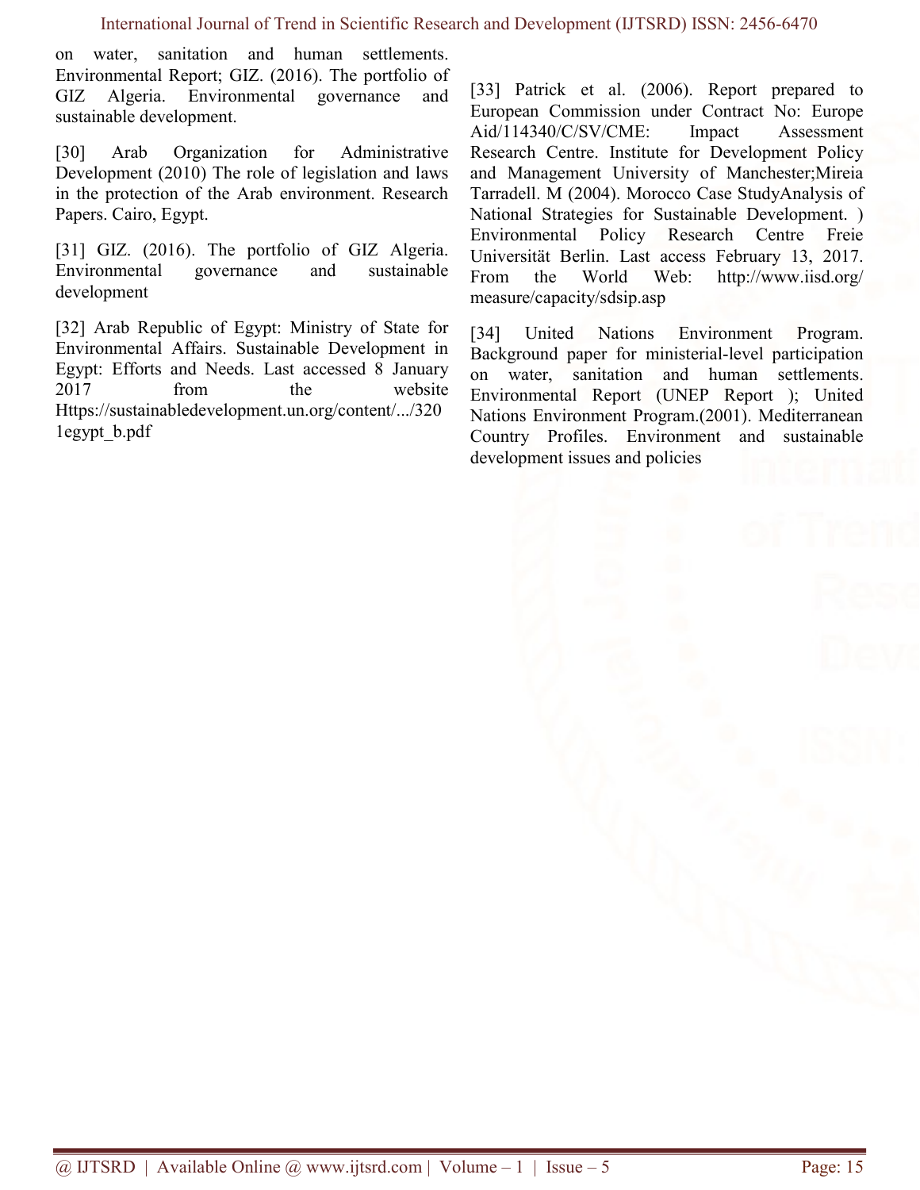on water, sanitation and human settlements. Environmental Report; GIZ. (2016). The portfolio of GIZ Algeria. Environmental governance and sustainable development.

[30] Arab Organization for Administrative Development (2010) The role of legislation and laws in the protection of the Arab environment. Research Papers. Cairo, Egypt.

[31] GIZ. (2016). The portfolio of GIZ Algeria. Environmental governance and sustainable development

[32] Arab Republic of Egypt: Ministry of State for Environmental Affairs. Sustainable Development in Egypt: Efforts and Needs. Last accessed 8 January 2017 from the website Https://sustainabledevelopment.un.org/content/.../3201egypt_b.pdf

[33] Patrick et al. (2006). Report prepared to European Commission under Contract No: Europe Aid/114340/C/SV/CME: Impact Assessment Research Centre. Institute for Development Policy and Management University of Manchester;Mireia Tarradell. M (2004). Morocco Case StudyAnalysis of National Strategies for Sustainable Development. ) Environmental Policy Research Centre Freie Universität Berlin. Last access February 13, 2017. From the World Web: http://www.iisd.org/measure/capacity/sdsip.asp

[34] United Nations Environment Program. Background paper for ministerial-level participation on water, sanitation and human settlements. Environmental Report (UNEP Report ); United Nations Environment Program.(2001). Mediterranean Country Profiles. Environment and sustainable development issues and policies